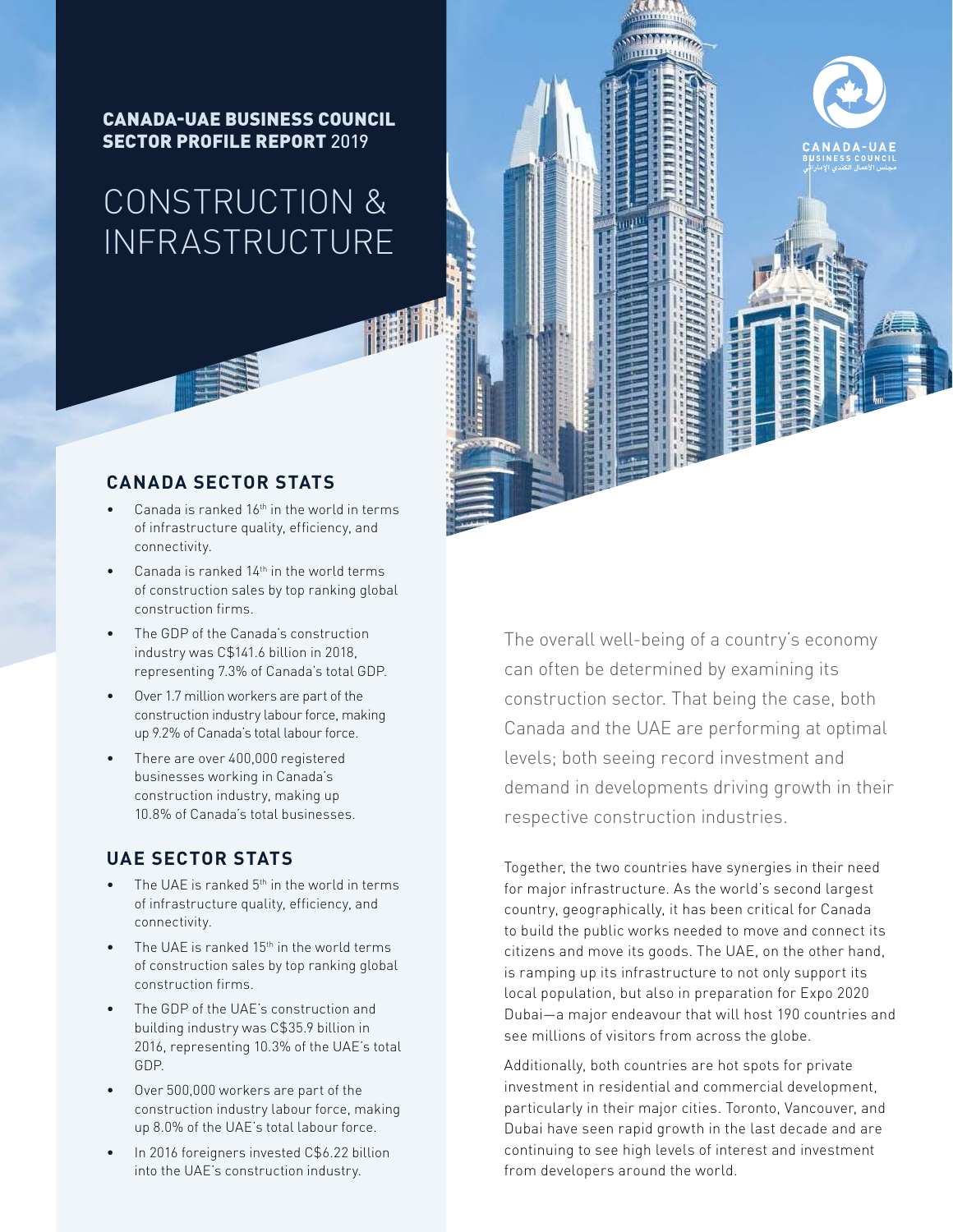**CANADA-UAE BUSINESS COUNCIL SECTOR PROFILE REPORT** 2019

# CONSTRUCTION & INFRASTRUCTURE

## CANADA SECTOR STATS

- Canada is ranked 16th in the world in terms of infrastructure quality, efficiency, and connectivity.
- Canada is ranked 14th in the world terms of construction sales by top ranking global construction firms.
- The GDP of the Canada's construction industry was C$141.6 billion in 2018, representing 7.3% of Canada's total GDP.
- Over 1.7 million workers are part of the construction industry labour force, making up 9.2% of Canada's total labour force.
- There are over 400,000 registered businesses working in Canada's construction industry, making up 10.8% of Canada's total businesses.

## UAE SECTOR STATS

- The UAE is ranked 5th in the world in terms of infrastructure quality, efficiency, and connectivity.
- The UAE is ranked 15th in the world terms of construction sales by top ranking global construction firms.
- The GDP of the UAE's construction and building industry was C$35.9 billion in 2016, representing 10.3% of the UAE's total GDP.
- Over 500,000 workers are part of the construction industry labour force, making up 8.0% of the UAE's total labour force.
- In 2016 foreigners invested C$6.22 billion into the UAE's construction industry.

The overall well-being of a country's economy can often be determined by examining its construction sector. That being the case, both Canada and the UAE are performing at optimal levels; both seeing record investment and demand in developments driving growth in their respective construction industries.

Together, the two countries have synergies in their need for major infrastructure. As the world's second largest country, geographically, it has been critical for Canada to build the public works needed to move and connect its citizens and move its goods. The UAE, on the other hand, is ramping up its infrastructure to not only support its local population, but also in preparation for Expo 2020 Dubai—a major endeavour that will host 190 countries and see millions of visitors from across the globe.

Additionally, both countries are hot spots for private investment in residential and commercial development, particularly in their major cities. Toronto, Vancouver, and Dubai have seen rapid growth in the last decade and are continuing to see high levels of interest and investment from developers around the world.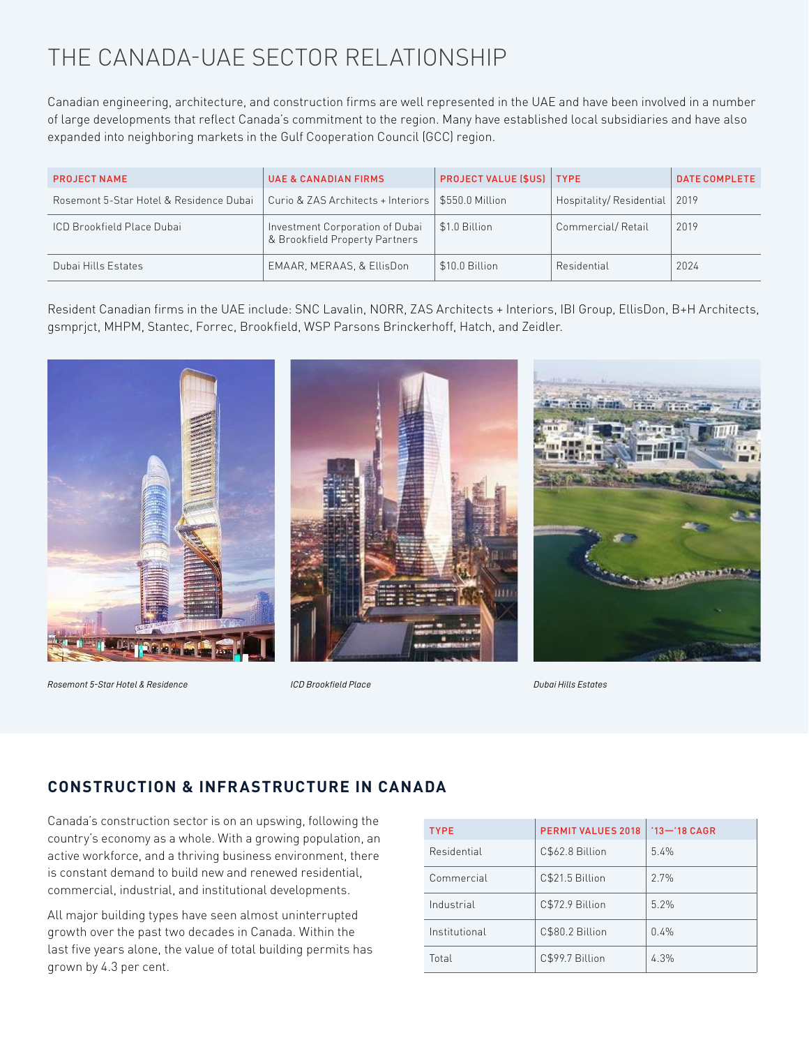# THE CANADA-UAE SECTOR RELATIONSHIP

Canadian engineering, architecture, and construction firms are well represented in the UAE and have been involved in a number of large developments that reflect Canada's commitment to the region. Many have established local subsidiaries and have also expanded into neighboring markets in the Gulf Cooperation Council (GCC) region.

| PROJECT NAME | UAE & CANADIAN FIRMS | PROJECT VALUE ($US) | TYPE | DATE COMPLETE |
|---|---|---|---|---|
| Rosemont 5-Star Hotel & Residence Dubai | Curio & ZAS Architects + Interiors | $550.0 Million | Hospitality/ Residential | 2019 |
| ICD Brookfield Place Dubai | Investment Corporation of Dubai & Brookfield Property Partners | $1.0 Billion | Commercial/ Retail | 2019 |
| Dubai Hills Estates | EMAAR, MERAAS, & EllisDon | $10.0 Billion | Residential | 2024 |

Resident Canadian firms in the UAE include: SNC Lavalin, NORR, ZAS Architects + Interiors, IBI Group, EllisDon, B+H Architects, gsmprjct, MHPM, Stantec, Forrec, Brookfield, WSP Parsons Brinckerhoff, Hatch, and Zeidler.

*Rosemont 5-Star Hotel & Residence*

*ICD Brookfield Place*

*Dubai Hills Estates*

## CONSTRUCTION & INFRASTRUCTURE IN CANADA

Canada's construction sector is on an upswing, following the country's economy as a whole. With a growing population, an active workforce, and a thriving business environment, there is constant demand to build new and renewed residential, commercial, industrial, and institutional developments.

All major building types have seen almost uninterrupted growth over the past two decades in Canada. Within the last five years alone, the value of total building permits has grown by 4.3 per cent.

| TYPE | PERMIT VALUES 2018 | '13—'18 CAGR |
|---|---|---|
| Residential | C$62.8 Billion | 5.4% |
| Commercial | C$21.5 Billion | 2.7% |
| Industrial | C$72.9 Billion | 5.2% |
| Institutional | C$80.2 Billion | 0.4% |
| Total | C$99.7 Billion | 4.3% |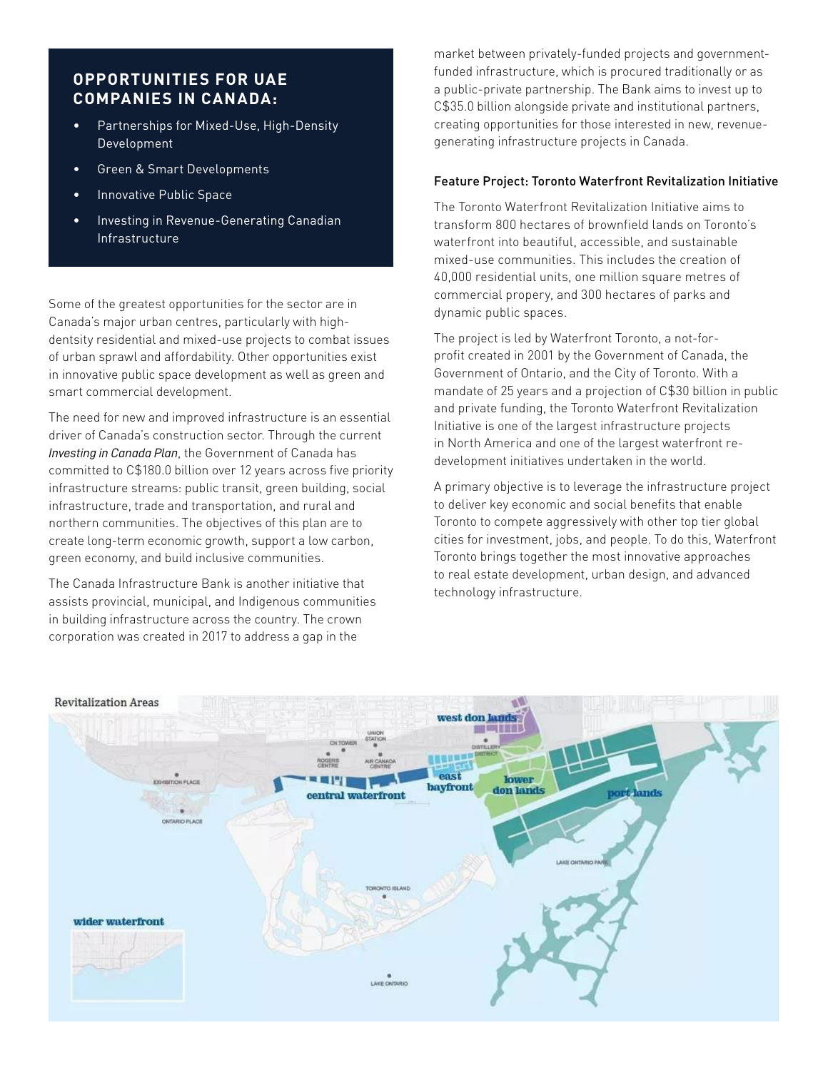## OPPORTUNITIES FOR UAE COMPANIES IN CANADA:

- Partnerships for Mixed-Use, High-Density Development
- Green & Smart Developments
- Innovative Public Space
- Investing in Revenue-Generating Canadian Infrastructure

Some of the greatest opportunities for the sector are in Canada's major urban centres, particularly with high-dentsity residential and mixed-use projects to combat issues of urban sprawl and affordability. Other opportunities exist in innovative public space development as well as green and smart commercial development.

The need for new and improved infrastructure is an essential driver of Canada's construction sector. Through the current *Investing in Canada Plan*, the Government of Canada has committed to C$180.0 billion over 12 years across five priority infrastructure streams: public transit, green building, social infrastructure, trade and transportation, and rural and northern communities. The objectives of this plan are to create long-term economic growth, support a low carbon, green economy, and build inclusive communities.

The Canada Infrastructure Bank is another initiative that assists provincial, municipal, and Indigenous communities in building infrastructure across the country. The crown corporation was created in 2017 to address a gap in the market between privately-funded projects and government-funded infrastructure, which is procured traditionally or as a public-private partnership. The Bank aims to invest up to C$35.0 billion alongside private and institutional partners, creating opportunities for those interested in new, revenue-generating infrastructure projects in Canada.

### Feature Project: Toronto Waterfront Revitalization Initiative

The Toronto Waterfront Revitalization Initiative aims to transform 800 hectares of brownfield lands on Toronto's waterfront into beautiful, accessible, and sustainable mixed-use communities. This includes the creation of 40,000 residential units, one million square metres of commercial propery, and 300 hectares of parks and dynamic public spaces.

The project is led by Waterfront Toronto, a not-for-profit created in 2001 by the Government of Canada, the Government of Ontario, and the City of Toronto. With a mandate of 25 years and a projection of C$30 billion in public and private funding, the Toronto Waterfront Revitalization Initiative is one of the largest infrastructure projects in North America and one of the largest waterfront re-development initiatives undertaken in the world.

A primary objective is to leverage the infrastructure project to deliver key economic and social benefits that enable Toronto to compete aggressively with other top tier global cities for investment, jobs, and people. To do this, Waterfront Toronto brings together the most innovative approaches to real estate development, urban design, and advanced technology infrastructure.

Revitalization Areas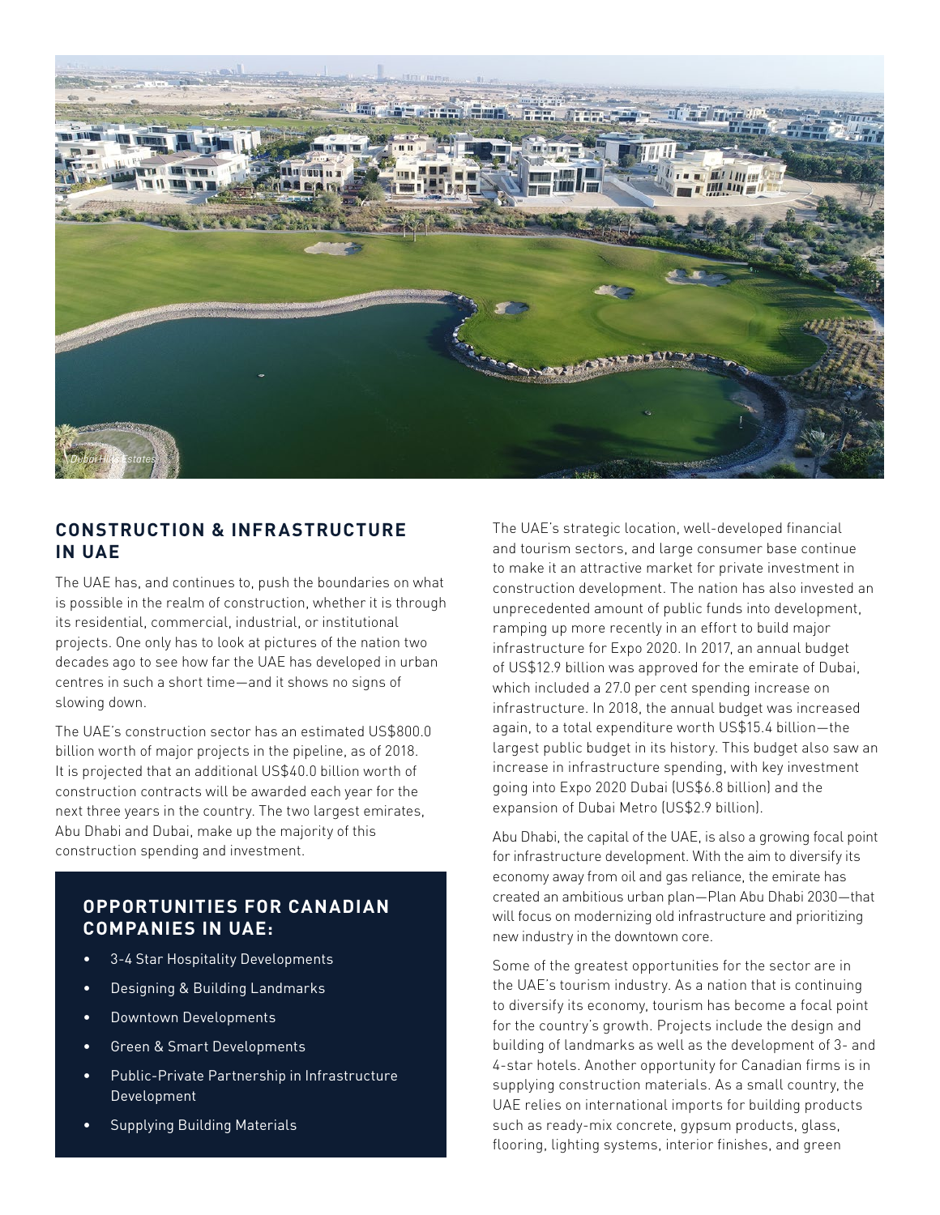Dubai Hills Estates

## CONSTRUCTION & INFRASTRUCTURE IN UAE

The UAE has, and continues to, push the boundaries on what is possible in the realm of construction, whether it is through its residential, commercial, industrial, or institutional projects. One only has to look at pictures of the nation two decades ago to see how far the UAE has developed in urban centres in such a short time—and it shows no signs of slowing down.

The UAE's construction sector has an estimated US$800.0 billion worth of major projects in the pipeline, as of 2018. It is projected that an additional US$40.0 billion worth of construction contracts will be awarded each year for the next three years in the country. The two largest emirates, Abu Dhabi and Dubai, make up the majority of this construction spending and investment.

### OPPORTUNITIES FOR CANADIAN COMPANIES IN UAE:

- 3-4 Star Hospitality Developments
- Designing & Building Landmarks
- Downtown Developments
- Green & Smart Developments
- Public-Private Partnership in Infrastructure Development
- Supplying Building Materials

The UAE's strategic location, well-developed financial and tourism sectors, and large consumer base continue to make it an attractive market for private investment in construction development. The nation has also invested an unprecedented amount of public funds into development, ramping up more recently in an effort to build major infrastructure for Expo 2020. In 2017, an annual budget of US$12.9 billion was approved for the emirate of Dubai, which included a 27.0 per cent spending increase on infrastructure. In 2018, the annual budget was increased again, to a total expenditure worth US$15.4 billion—the largest public budget in its history. This budget also saw an increase in infrastructure spending, with key investment going into Expo 2020 Dubai (US$6.8 billion) and the expansion of Dubai Metro (US$2.9 billion).

Abu Dhabi, the capital of the UAE, is also a growing focal point for infrastructure development. With the aim to diversify its economy away from oil and gas reliance, the emirate has created an ambitious urban plan—Plan Abu Dhabi 2030—that will focus on modernizing old infrastructure and prioritizing new industry in the downtown core.

Some of the greatest opportunities for the sector are in the UAE's tourism industry. As a nation that is continuing to diversify its economy, tourism has become a focal point for the country's growth. Projects include the design and building of landmarks as well as the development of 3- and 4-star hotels. Another opportunity for Canadian firms is in supplying construction materials. As a small country, the UAE relies on international imports for building products such as ready-mix concrete, gypsum products, glass, flooring, lighting systems, interior finishes, and green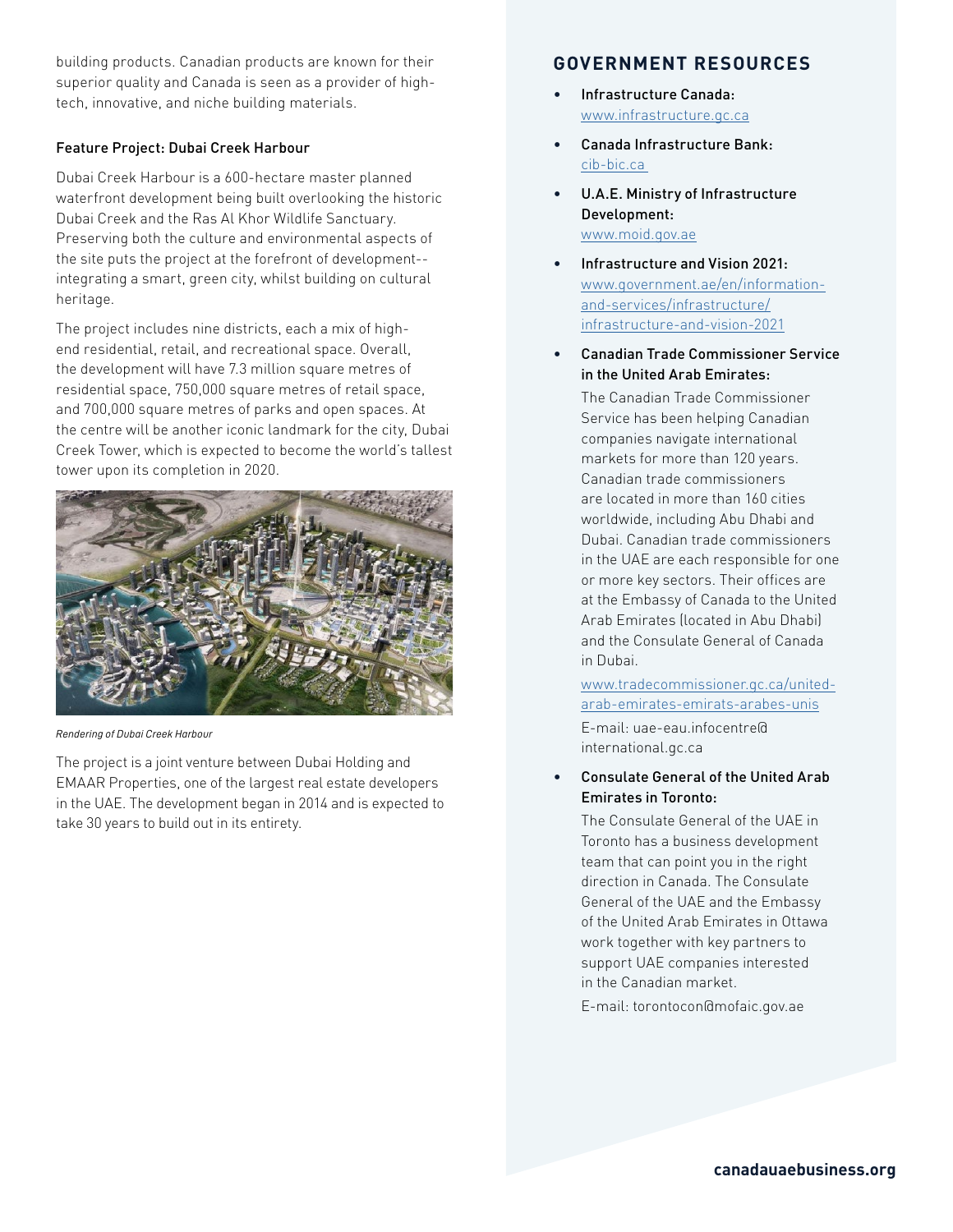building products. Canadian products are known for their superior quality and Canada is seen as a provider of high-tech, innovative, and niche building materials.

### Feature Project: Dubai Creek Harbour

Dubai Creek Harbour is a 600-hectare master planned waterfront development being built overlooking the historic Dubai Creek and the Ras Al Khor Wildlife Sanctuary. Preserving both the culture and environmental aspects of the site puts the project at the forefront of development--integrating a smart, green city, whilst building on cultural heritage.

The project includes nine districts, each a mix of high-end residential, retail, and recreational space. Overall, the development will have 7.3 million square metres of residential space, 750,000 square metres of retail space, and 700,000 square metres of parks and open spaces. At the centre will be another iconic landmark for the city, Dubai Creek Tower, which is expected to become the world's tallest tower upon its completion in 2020.

*Rendering of Dubai Creek Harbour*

The project is a joint venture between Dubai Holding and EMAAR Properties, one of the largest real estate developers in the UAE. The development began in 2014 and is expected to take 30 years to build out in its entirety.

## GOVERNMENT RESOURCES

- **Infrastructure Canada:** www.infrastructure.gc.ca
- **Canada Infrastructure Bank:** cib-bic.ca
- **U.A.E. Ministry of Infrastructure Development:** www.moid.gov.ae
- **Infrastructure and Vision 2021:** www.government.ae/en/information-and-services/infrastructure/infrastructure-and-vision-2021
- **Canadian Trade Commissioner Service in the United Arab Emirates:**

  The Canadian Trade Commissioner Service has been helping Canadian companies navigate international markets for more than 120 years. Canadian trade commissioners are located in more than 160 cities worldwide, including Abu Dhabi and Dubai. Canadian trade commissioners in the UAE are each responsible for one or more key sectors. Their offices are at the Embassy of Canada to the United Arab Emirates (located in Abu Dhabi) and the Consulate General of Canada in Dubai.

  www.tradecommissioner.gc.ca/united-arab-emirates-emirats-arabes-unis

  E-mail: uae-eau.infocentre@international.gc.ca

- **Consulate General of the United Arab Emirates in Toronto:**

  The Consulate General of the UAE in Toronto has a business development team that can point you in the right direction in Canada. The Consulate General of the UAE and the Embassy of the United Arab Emirates in Ottawa work together with key partners to support UAE companies interested in the Canadian market.

  E-mail: torontocon@mofaic.gov.ae